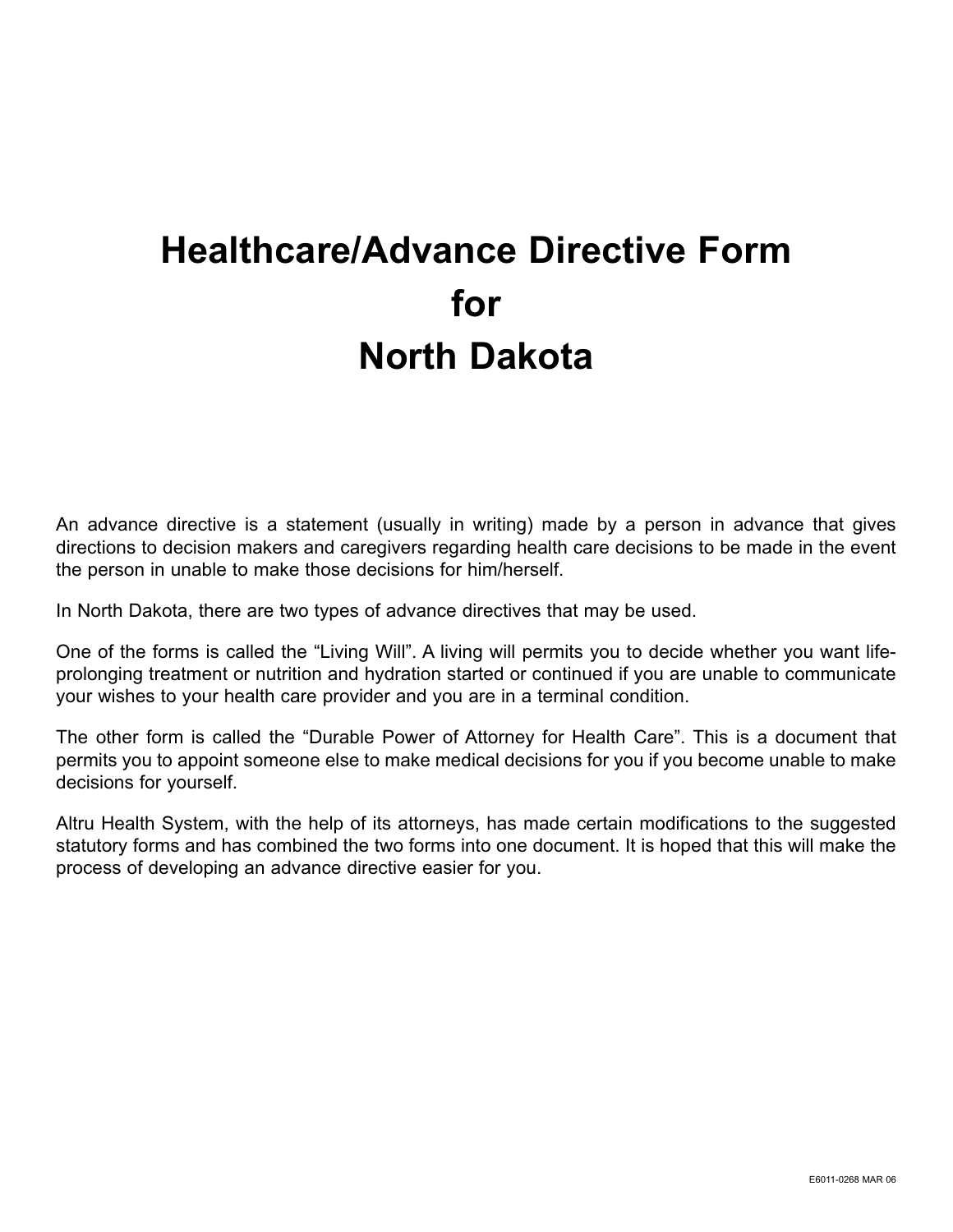# Healthcare/Advance Directive Form for North Dakota

An advance directive is a statement (usually in writing) made by a person in advance that gives directions to decision makers and caregivers regarding health care decisions to be made in the event the person in unable to make those decisions for him/herself.

In North Dakota, there are two types of advance directives that may be used.

One of the forms is called the “Living Will”. A living will permits you to decide whether you want life-prolonging treatment or nutrition and hydration started or continued if you are unable to communicate your wishes to your health care provider and you are in a terminal condition.

The other form is called the “Durable Power of Attorney for Health Care”. This is a document that permits you to appoint someone else to make medical decisions for you if you become unable to make decisions for yourself.

Altru Health System, with the help of its attorneys, has made certain modifications to the suggested statutory forms and has combined the two forms into one document. It is hoped that this will make the process of developing an advance directive easier for you.

E6011-0268 MAR 06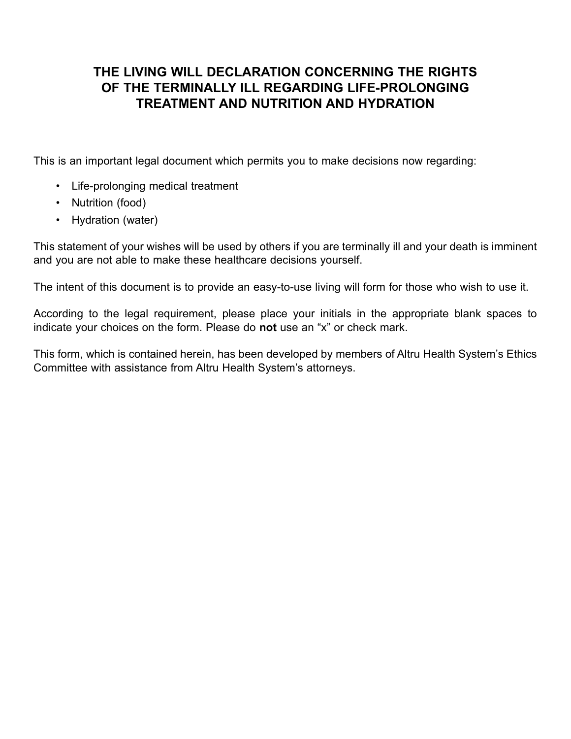# THE LIVING WILL DECLARATION CONCERNING THE RIGHTS OF THE TERMINALLY ILL REGARDING LIFE-PROLONGING TREATMENT AND NUTRITION AND HYDRATION

This is an important legal document which permits you to make decisions now regarding:

- Life-prolonging medical treatment
- Nutrition (food)
- Hydration (water)

This statement of your wishes will be used by others if you are terminally ill and your death is imminent and you are not able to make these healthcare decisions yourself.

The intent of this document is to provide an easy-to-use living will form for those who wish to use it.

According to the legal requirement, please place your initials in the appropriate blank spaces to indicate your choices on the form. Please do **not** use an “x” or check mark.

This form, which is contained herein, has been developed by members of Altru Health System’s Ethics Committee with assistance from Altru Health System’s attorneys.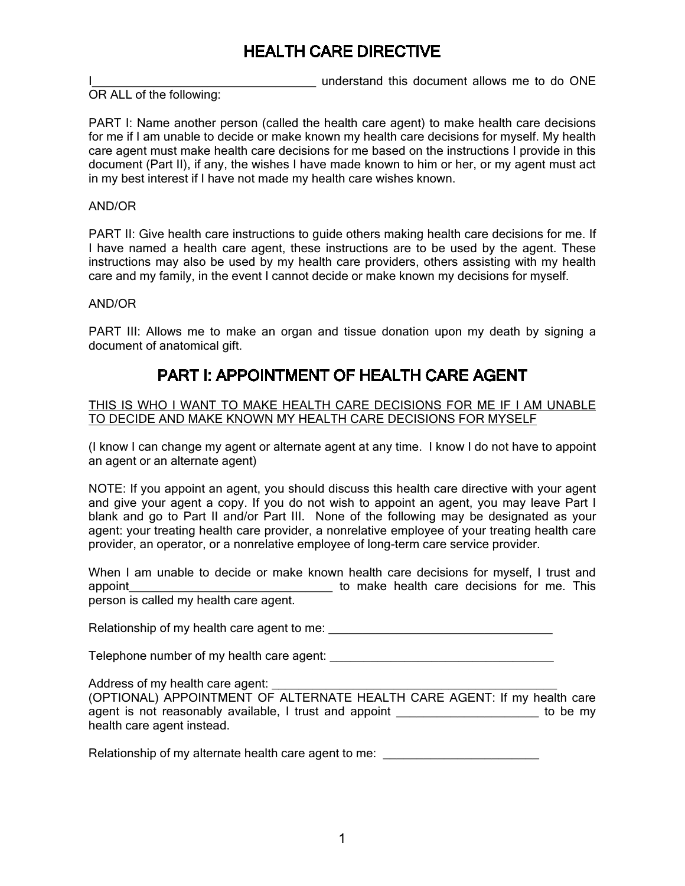# HEALTH CARE DIRECTIVE

I____________________________________ understand this document allows me to do ONE OR ALL of the following:

PART I: Name another person (called the health care agent) to make health care decisions for me if I am unable to decide or make known my health care decisions for myself. My health care agent must make health care decisions for me based on the instructions I provide in this document (Part II), if any, the wishes I have made known to him or her, or my agent must act in my best interest if I have not made my health care wishes known.

AND/OR

PART II: Give health care instructions to guide others making health care decisions for me. If I have named a health care agent, these instructions are to be used by the agent. These instructions may also be used by my health care providers, others assisting with my health care and my family, in the event I cannot decide or make known my decisions for myself.

AND/OR

PART III: Allows me to make an organ and tissue donation upon my death by signing a document of anatomical gift.

## PART I: APPOINTMENT OF HEALTH CARE AGENT

THIS IS WHO I WANT TO MAKE HEALTH CARE DECISIONS FOR ME IF I AM UNABLE TO DECIDE AND MAKE KNOWN MY HEALTH CARE DECISIONS FOR MYSELF

(I know I can change my agent or alternate agent at any time. I know I do not have to appoint an agent or an alternate agent)

NOTE: If you appoint an agent, you should discuss this health care directive with your agent and give your agent a copy. If you do not wish to appoint an agent, you may leave Part I blank and go to Part II and/or Part III. None of the following may be designated as your agent: your treating health care provider, a nonrelative employee of your treating health care provider, an operator, or a nonrelative employee of long-term care service provider.

When I am unable to decide or make known health care decisions for myself, I trust and appoint________________________________ to make health care decisions for me. This person is called my health care agent.

Relationship of my health care agent to me: ___________________________________

Telephone number of my health care agent: ___________________________________

Address of my health care agent: ____________________________________________

(OPTIONAL) APPOINTMENT OF ALTERNATE HEALTH CARE AGENT: If my health care agent is not reasonably available, I trust and appoint ______________________ to be my health care agent instead.

Relationship of my alternate health care agent to me: ________________________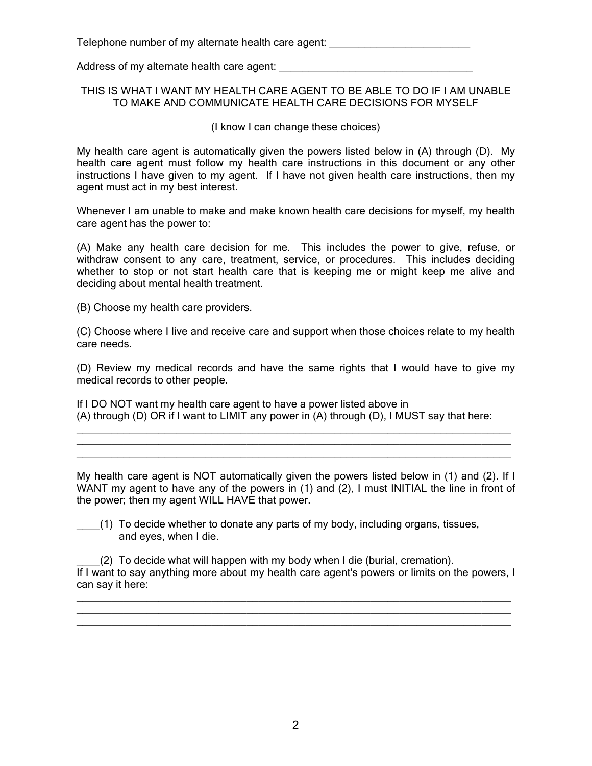Telephone number of my alternate health care agent: ___________________________

Address of my alternate health care agent: ____________________________________

## THIS IS WHAT I WANT MY HEALTH CARE AGENT TO BE ABLE TO DO IF I AM UNABLE TO MAKE AND COMMUNICATE HEALTH CARE DECISIONS FOR MYSELF

(I know I can change these choices)

My health care agent is automatically given the powers listed below in (A) through (D). My health care agent must follow my health care instructions in this document or any other instructions I have given to my agent. If I have not given health care instructions, then my agent must act in my best interest.

Whenever I am unable to make and make known health care decisions for myself, my health care agent has the power to:

(A) Make any health care decision for me. This includes the power to give, refuse, or withdraw consent to any care, treatment, service, or procedures. This includes deciding whether to stop or not start health care that is keeping me or might keep me alive and deciding about mental health treatment.

(B) Choose my health care providers.

(C) Choose where I live and receive care and support when those choices relate to my health care needs.

(D) Review my medical records and have the same rights that I would have to give my medical records to other people.

If I DO NOT want my health care agent to have a power listed above in (A) through (D) OR if I want to LIMIT any power in (A) through (D), I MUST say that here:

_____________________________________________________________________________

_____________________________________________________________________________

_____________________________________________________________________________

My health care agent is NOT automatically given the powers listed below in (1) and (2). If I WANT my agent to have any of the powers in (1) and (2), I must INITIAL the line in front of the power; then my agent WILL HAVE that power.

____(1) To decide whether to donate any parts of my body, including organs, tissues, and eyes, when I die.

____(2) To decide what will happen with my body when I die (burial, cremation).

If I want to say anything more about my health care agent's powers or limits on the powers, I can say it here:

_____________________________________________________________________________

_____________________________________________________________________________

_____________________________________________________________________________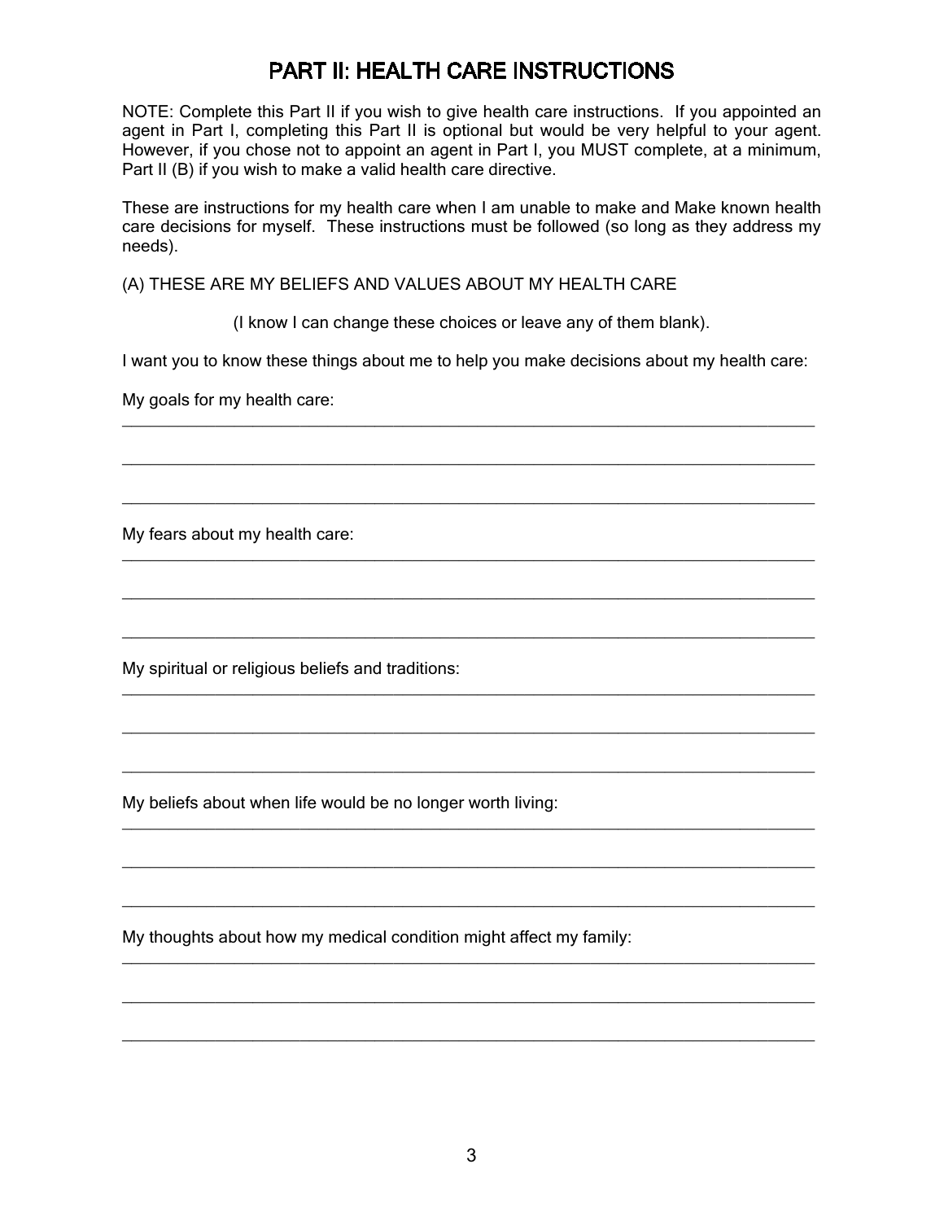# PART II: HEALTH CARE INSTRUCTIONS

NOTE: Complete this Part II if you wish to give health care instructions. If you appointed an agent in Part I, completing this Part II is optional but would be very helpful to your agent. However, if you chose not to appoint an agent in Part I, you MUST complete, at a minimum, Part II (B) if you wish to make a valid health care directive.

These are instructions for my health care when I am unable to make and Make known health care decisions for myself. These instructions must be followed (so long as they address my needs).

(A) THESE ARE MY BELIEFS AND VALUES ABOUT MY HEALTH CARE

(I know I can change these choices or leave any of them blank).

I want you to know these things about me to help you make decisions about my health care:

My goals for my health care:

\_\_\_\_\_\_\_\_\_\_\_\_\_\_\_\_\_\_\_\_\_\_\_\_\_\_\_\_\_\_\_\_\_\_\_\_\_\_\_\_\_\_\_\_\_\_\_\_\_\_\_\_\_\_\_\_\_\_\_\_\_\_\_\_\_\_\_\_\_\_\_\_\_\_

\_\_\_\_\_\_\_\_\_\_\_\_\_\_\_\_\_\_\_\_\_\_\_\_\_\_\_\_\_\_\_\_\_\_\_\_\_\_\_\_\_\_\_\_\_\_\_\_\_\_\_\_\_\_\_\_\_\_\_\_\_\_\_\_\_\_\_\_\_\_\_\_\_\_

\_\_\_\_\_\_\_\_\_\_\_\_\_\_\_\_\_\_\_\_\_\_\_\_\_\_\_\_\_\_\_\_\_\_\_\_\_\_\_\_\_\_\_\_\_\_\_\_\_\_\_\_\_\_\_\_\_\_\_\_\_\_\_\_\_\_\_\_\_\_\_\_\_\_

My fears about my health care:

\_\_\_\_\_\_\_\_\_\_\_\_\_\_\_\_\_\_\_\_\_\_\_\_\_\_\_\_\_\_\_\_\_\_\_\_\_\_\_\_\_\_\_\_\_\_\_\_\_\_\_\_\_\_\_\_\_\_\_\_\_\_\_\_\_\_\_\_\_\_\_\_\_\_

\_\_\_\_\_\_\_\_\_\_\_\_\_\_\_\_\_\_\_\_\_\_\_\_\_\_\_\_\_\_\_\_\_\_\_\_\_\_\_\_\_\_\_\_\_\_\_\_\_\_\_\_\_\_\_\_\_\_\_\_\_\_\_\_\_\_\_\_\_\_\_\_\_\_

\_\_\_\_\_\_\_\_\_\_\_\_\_\_\_\_\_\_\_\_\_\_\_\_\_\_\_\_\_\_\_\_\_\_\_\_\_\_\_\_\_\_\_\_\_\_\_\_\_\_\_\_\_\_\_\_\_\_\_\_\_\_\_\_\_\_\_\_\_\_\_\_\_\_

My spiritual or religious beliefs and traditions:

\_\_\_\_\_\_\_\_\_\_\_\_\_\_\_\_\_\_\_\_\_\_\_\_\_\_\_\_\_\_\_\_\_\_\_\_\_\_\_\_\_\_\_\_\_\_\_\_\_\_\_\_\_\_\_\_\_\_\_\_\_\_\_\_\_\_\_\_\_\_\_\_\_\_

\_\_\_\_\_\_\_\_\_\_\_\_\_\_\_\_\_\_\_\_\_\_\_\_\_\_\_\_\_\_\_\_\_\_\_\_\_\_\_\_\_\_\_\_\_\_\_\_\_\_\_\_\_\_\_\_\_\_\_\_\_\_\_\_\_\_\_\_\_\_\_\_\_\_

\_\_\_\_\_\_\_\_\_\_\_\_\_\_\_\_\_\_\_\_\_\_\_\_\_\_\_\_\_\_\_\_\_\_\_\_\_\_\_\_\_\_\_\_\_\_\_\_\_\_\_\_\_\_\_\_\_\_\_\_\_\_\_\_\_\_\_\_\_\_\_\_\_\_

My beliefs about when life would be no longer worth living:

\_\_\_\_\_\_\_\_\_\_\_\_\_\_\_\_\_\_\_\_\_\_\_\_\_\_\_\_\_\_\_\_\_\_\_\_\_\_\_\_\_\_\_\_\_\_\_\_\_\_\_\_\_\_\_\_\_\_\_\_\_\_\_\_\_\_\_\_\_\_\_\_\_\_

\_\_\_\_\_\_\_\_\_\_\_\_\_\_\_\_\_\_\_\_\_\_\_\_\_\_\_\_\_\_\_\_\_\_\_\_\_\_\_\_\_\_\_\_\_\_\_\_\_\_\_\_\_\_\_\_\_\_\_\_\_\_\_\_\_\_\_\_\_\_\_\_\_\_

\_\_\_\_\_\_\_\_\_\_\_\_\_\_\_\_\_\_\_\_\_\_\_\_\_\_\_\_\_\_\_\_\_\_\_\_\_\_\_\_\_\_\_\_\_\_\_\_\_\_\_\_\_\_\_\_\_\_\_\_\_\_\_\_\_\_\_\_\_\_\_\_\_\_

My thoughts about how my medical condition might affect my family:

\_\_\_\_\_\_\_\_\_\_\_\_\_\_\_\_\_\_\_\_\_\_\_\_\_\_\_\_\_\_\_\_\_\_\_\_\_\_\_\_\_\_\_\_\_\_\_\_\_\_\_\_\_\_\_\_\_\_\_\_\_\_\_\_\_\_\_\_\_\_\_\_\_\_

\_\_\_\_\_\_\_\_\_\_\_\_\_\_\_\_\_\_\_\_\_\_\_\_\_\_\_\_\_\_\_\_\_\_\_\_\_\_\_\_\_\_\_\_\_\_\_\_\_\_\_\_\_\_\_\_\_\_\_\_\_\_\_\_\_\_\_\_\_\_\_\_\_\_

\_\_\_\_\_\_\_\_\_\_\_\_\_\_\_\_\_\_\_\_\_\_\_\_\_\_\_\_\_\_\_\_\_\_\_\_\_\_\_\_\_\_\_\_\_\_\_\_\_\_\_\_\_\_\_\_\_\_\_\_\_\_\_\_\_\_\_\_\_\_\_\_\_\_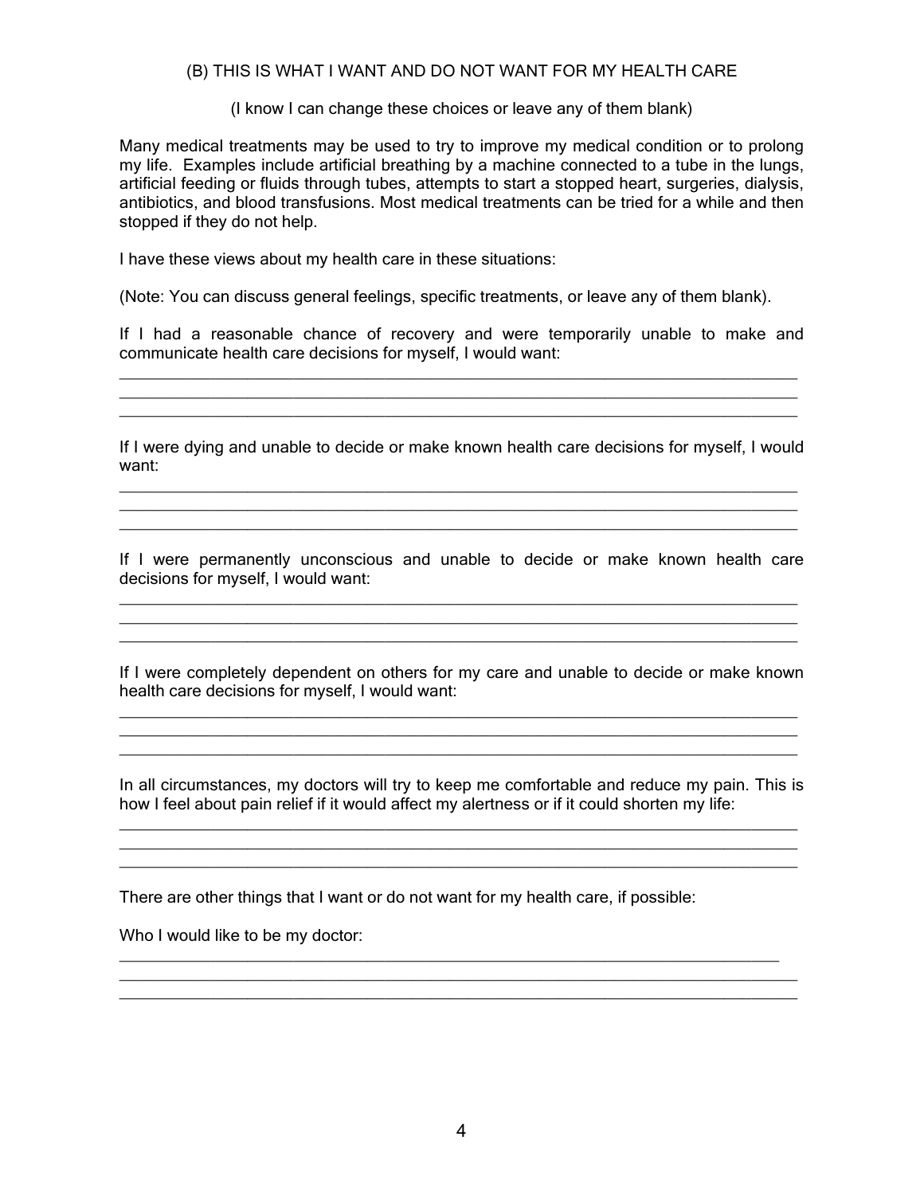## (B) THIS IS WHAT I WANT AND DO NOT WANT FOR MY HEALTH CARE

(I know I can change these choices or leave any of them blank)

Many medical treatments may be used to try to improve my medical condition or to prolong my life. Examples include artificial breathing by a machine connected to a tube in the lungs, artificial feeding or fluids through tubes, attempts to start a stopped heart, surgeries, dialysis, antibiotics, and blood transfusions. Most medical treatments can be tried for a while and then stopped if they do not help.

I have these views about my health care in these situations:

(Note: You can discuss general feelings, specific treatments, or leave any of them blank).

If I had a reasonable chance of recovery and were temporarily unable to make and communicate health care decisions for myself, I would want:

______________________________________________________________________________
______________________________________________________________________________
______________________________________________________________________________

If I were dying and unable to decide or make known health care decisions for myself, I would want:

______________________________________________________________________________
______________________________________________________________________________
______________________________________________________________________________

If I were permanently unconscious and unable to decide or make known health care decisions for myself, I would want:

______________________________________________________________________________
______________________________________________________________________________
______________________________________________________________________________

If I were completely dependent on others for my care and unable to decide or make known health care decisions for myself, I would want:

______________________________________________________________________________
______________________________________________________________________________
______________________________________________________________________________

In all circumstances, my doctors will try to keep me comfortable and reduce my pain. This is how I feel about pain relief if it would affect my alertness or if it could shorten my life:

______________________________________________________________________________
______________________________________________________________________________
______________________________________________________________________________

There are other things that I want or do not want for my health care, if possible:

Who I would like to be my doctor:

______________________________________________________________________________
______________________________________________________________________________
______________________________________________________________________________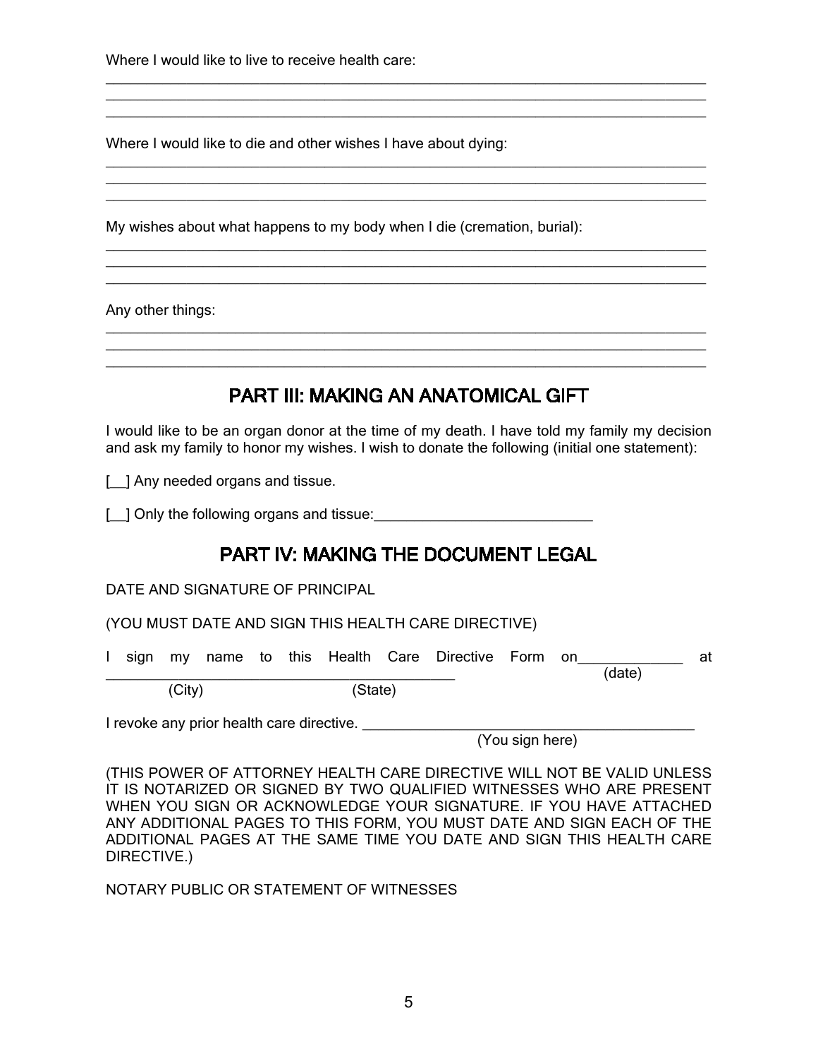Where I would like to live to receive health care:

\_\_\_\_\_\_\_\_\_\_\_\_\_\_\_\_\_\_\_\_\_\_\_\_\_\_\_\_\_\_\_\_\_\_\_\_\_\_\_\_\_\_\_\_\_\_\_\_\_\_\_\_\_\_\_\_\_\_\_\_\_\_\_\_\_\_\_\_\_\_\_\_
\_\_\_\_\_\_\_\_\_\_\_\_\_\_\_\_\_\_\_\_\_\_\_\_\_\_\_\_\_\_\_\_\_\_\_\_\_\_\_\_\_\_\_\_\_\_\_\_\_\_\_\_\_\_\_\_\_\_\_\_\_\_\_\_\_\_\_\_\_\_\_\_
\_\_\_\_\_\_\_\_\_\_\_\_\_\_\_\_\_\_\_\_\_\_\_\_\_\_\_\_\_\_\_\_\_\_\_\_\_\_\_\_\_\_\_\_\_\_\_\_\_\_\_\_\_\_\_\_\_\_\_\_\_\_\_\_\_\_\_\_\_\_\_\_

Where I would like to die and other wishes I have about dying:

\_\_\_\_\_\_\_\_\_\_\_\_\_\_\_\_\_\_\_\_\_\_\_\_\_\_\_\_\_\_\_\_\_\_\_\_\_\_\_\_\_\_\_\_\_\_\_\_\_\_\_\_\_\_\_\_\_\_\_\_\_\_\_\_\_\_\_\_\_\_\_\_
\_\_\_\_\_\_\_\_\_\_\_\_\_\_\_\_\_\_\_\_\_\_\_\_\_\_\_\_\_\_\_\_\_\_\_\_\_\_\_\_\_\_\_\_\_\_\_\_\_\_\_\_\_\_\_\_\_\_\_\_\_\_\_\_\_\_\_\_\_\_\_\_
\_\_\_\_\_\_\_\_\_\_\_\_\_\_\_\_\_\_\_\_\_\_\_\_\_\_\_\_\_\_\_\_\_\_\_\_\_\_\_\_\_\_\_\_\_\_\_\_\_\_\_\_\_\_\_\_\_\_\_\_\_\_\_\_\_\_\_\_\_\_\_\_

My wishes about what happens to my body when I die (cremation, burial):

\_\_\_\_\_\_\_\_\_\_\_\_\_\_\_\_\_\_\_\_\_\_\_\_\_\_\_\_\_\_\_\_\_\_\_\_\_\_\_\_\_\_\_\_\_\_\_\_\_\_\_\_\_\_\_\_\_\_\_\_\_\_\_\_\_\_\_\_\_\_\_\_
\_\_\_\_\_\_\_\_\_\_\_\_\_\_\_\_\_\_\_\_\_\_\_\_\_\_\_\_\_\_\_\_\_\_\_\_\_\_\_\_\_\_\_\_\_\_\_\_\_\_\_\_\_\_\_\_\_\_\_\_\_\_\_\_\_\_\_\_\_\_\_\_
\_\_\_\_\_\_\_\_\_\_\_\_\_\_\_\_\_\_\_\_\_\_\_\_\_\_\_\_\_\_\_\_\_\_\_\_\_\_\_\_\_\_\_\_\_\_\_\_\_\_\_\_\_\_\_\_\_\_\_\_\_\_\_\_\_\_\_\_\_\_\_\_

Any other things:

\_\_\_\_\_\_\_\_\_\_\_\_\_\_\_\_\_\_\_\_\_\_\_\_\_\_\_\_\_\_\_\_\_\_\_\_\_\_\_\_\_\_\_\_\_\_\_\_\_\_\_\_\_\_\_\_\_\_\_\_\_\_\_\_\_\_\_\_\_\_\_\_
\_\_\_\_\_\_\_\_\_\_\_\_\_\_\_\_\_\_\_\_\_\_\_\_\_\_\_\_\_\_\_\_\_\_\_\_\_\_\_\_\_\_\_\_\_\_\_\_\_\_\_\_\_\_\_\_\_\_\_\_\_\_\_\_\_\_\_\_\_\_\_\_
\_\_\_\_\_\_\_\_\_\_\_\_\_\_\_\_\_\_\_\_\_\_\_\_\_\_\_\_\_\_\_\_\_\_\_\_\_\_\_\_\_\_\_\_\_\_\_\_\_\_\_\_\_\_\_\_\_\_\_\_\_\_\_\_\_\_\_\_\_\_\_\_

## PART III: MAKING AN ANATOMICAL GIFT

I would like to be an organ donor at the time of my death. I have told my family my decision and ask my family to honor my wishes. I wish to donate the following (initial one statement):

[__] Any needed organs and tissue.

[__] Only the following organs and tissue:____________________________

## PART IV: MAKING THE DOCUMENT LEGAL

DATE AND SIGNATURE OF PRINCIPAL

(YOU MUST DATE AND SIGN THIS HEALTH CARE DIRECTIVE)

I sign my name to this Health Care Directive Form on______________ at
(date)
_____________________________________________
(City) (State)

I revoke any prior health care directive. ___________________________________________
(You sign here)

(THIS POWER OF ATTORNEY HEALTH CARE DIRECTIVE WILL NOT BE VALID UNLESS IT IS NOTARIZED OR SIGNED BY TWO QUALIFIED WITNESSES WHO ARE PRESENT WHEN YOU SIGN OR ACKNOWLEDGE YOUR SIGNATURE. IF YOU HAVE ATTACHED ANY ADDITIONAL PAGES TO THIS FORM, YOU MUST DATE AND SIGN EACH OF THE ADDITIONAL PAGES AT THE SAME TIME YOU DATE AND SIGN THIS HEALTH CARE DIRECTIVE.)

NOTARY PUBLIC OR STATEMENT OF WITNESSES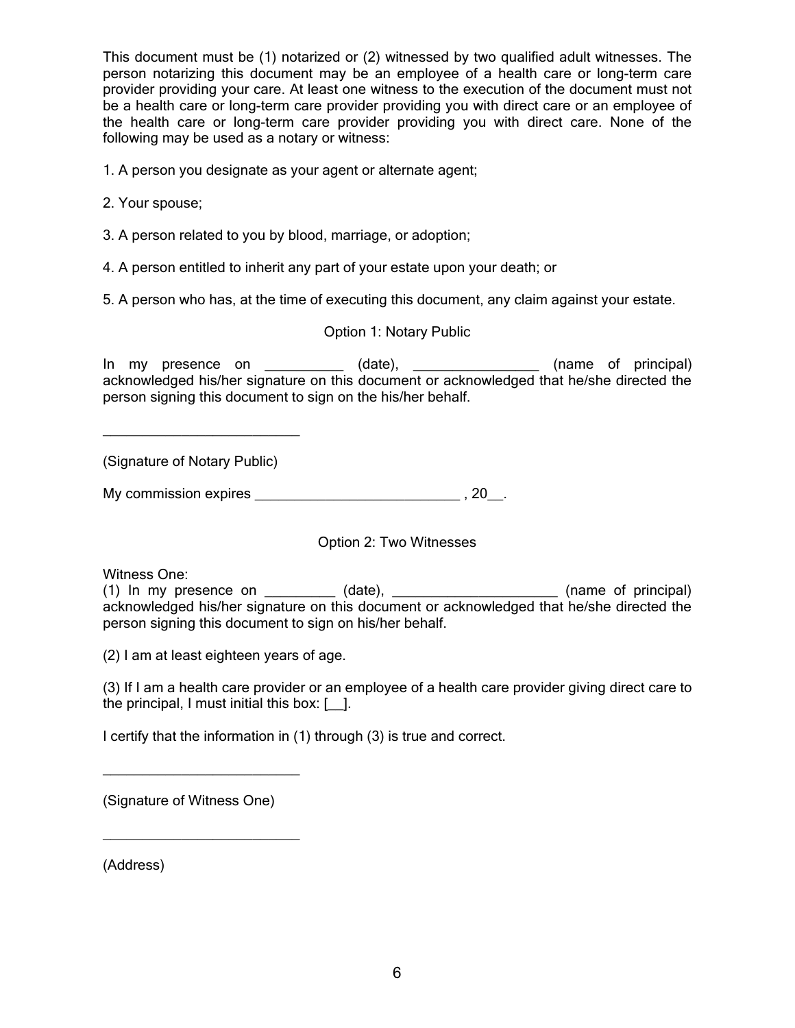This document must be (1) notarized or (2) witnessed by two qualified adult witnesses. The person notarizing this document may be an employee of a health care or long-term care provider providing your care. At least one witness to the execution of the document must not be a health care or long-term care provider providing you with direct care or an employee of the health care or long-term care provider providing you with direct care. None of the following may be used as a notary or witness:

1. A person you designate as your agent or alternate agent;

2. Your spouse;

3. A person related to you by blood, marriage, or adoption;

4. A person entitled to inherit any part of your estate upon your death; or

5. A person who has, at the time of executing this document, any claim against your estate.

Option 1: Notary Public

In my presence on __________ (date), ________________ (name of principal) acknowledged his/her signature on this document or acknowledged that he/she directed the person signing this document to sign on the his/her behalf.

__________________________

(Signature of Notary Public)

My commission expires ___________________________ , 20__.

Option 2: Two Witnesses

Witness One:
(1) In my presence on _________ (date), _____________________ (name of principal) acknowledged his/her signature on this document or acknowledged that he/she directed the person signing this document to sign on his/her behalf.

(2) I am at least eighteen years of age.

(3) If I am a health care provider or an employee of a health care provider giving direct care to the principal, I must initial this box: [__].

I certify that the information in (1) through (3) is true and correct.

__________________________

(Signature of Witness One)

__________________________

(Address)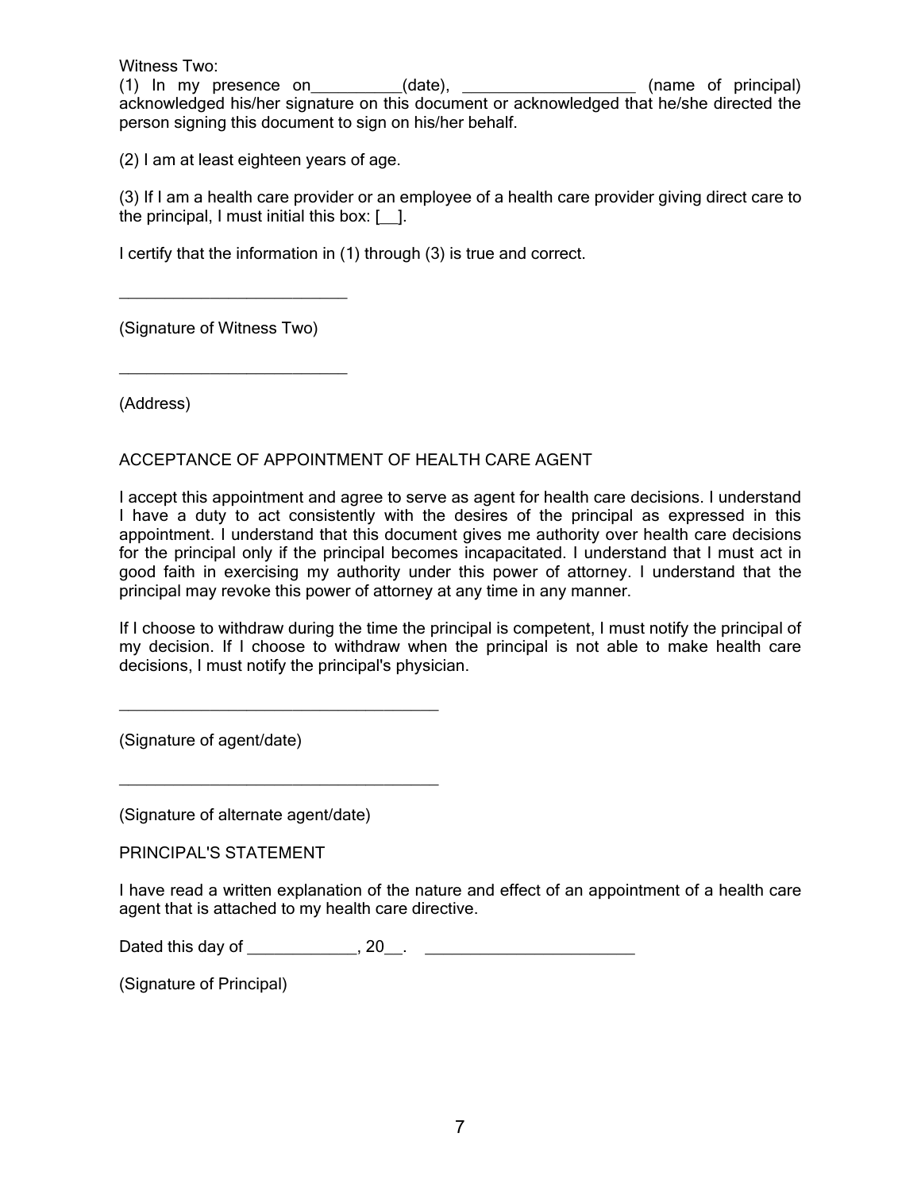Witness Two:

(1) In my presence on__________(date), ____________________ (name of principal) acknowledged his/her signature on this document or acknowledged that he/she directed the person signing this document to sign on his/her behalf.

(2) I am at least eighteen years of age.

(3) If I am a health care provider or an employee of a health care provider giving direct care to the principal, I must initial this box: [__].

I certify that the information in (1) through (3) is true and correct.

__________________________

(Signature of Witness Two)

__________________________

(Address)

ACCEPTANCE OF APPOINTMENT OF HEALTH CARE AGENT

I accept this appointment and agree to serve as agent for health care decisions. I understand I have a duty to act consistently with the desires of the principal as expressed in this appointment. I understand that this document gives me authority over health care decisions for the principal only if the principal becomes incapacitated. I understand that I must act in good faith in exercising my authority under this power of attorney. I understand that the principal may revoke this power of attorney at any time in any manner.

If I choose to withdraw during the time the principal is competent, I must notify the principal of my decision. If I choose to withdraw when the principal is not able to make health care decisions, I must notify the principal's physician.

____________________________________

(Signature of agent/date)

____________________________________

(Signature of alternate agent/date)

PRINCIPAL'S STATEMENT

I have read a written explanation of the nature and effect of an appointment of a health care agent that is attached to my health care directive.

Dated this day of ____________, 20__. ________________________

(Signature of Principal)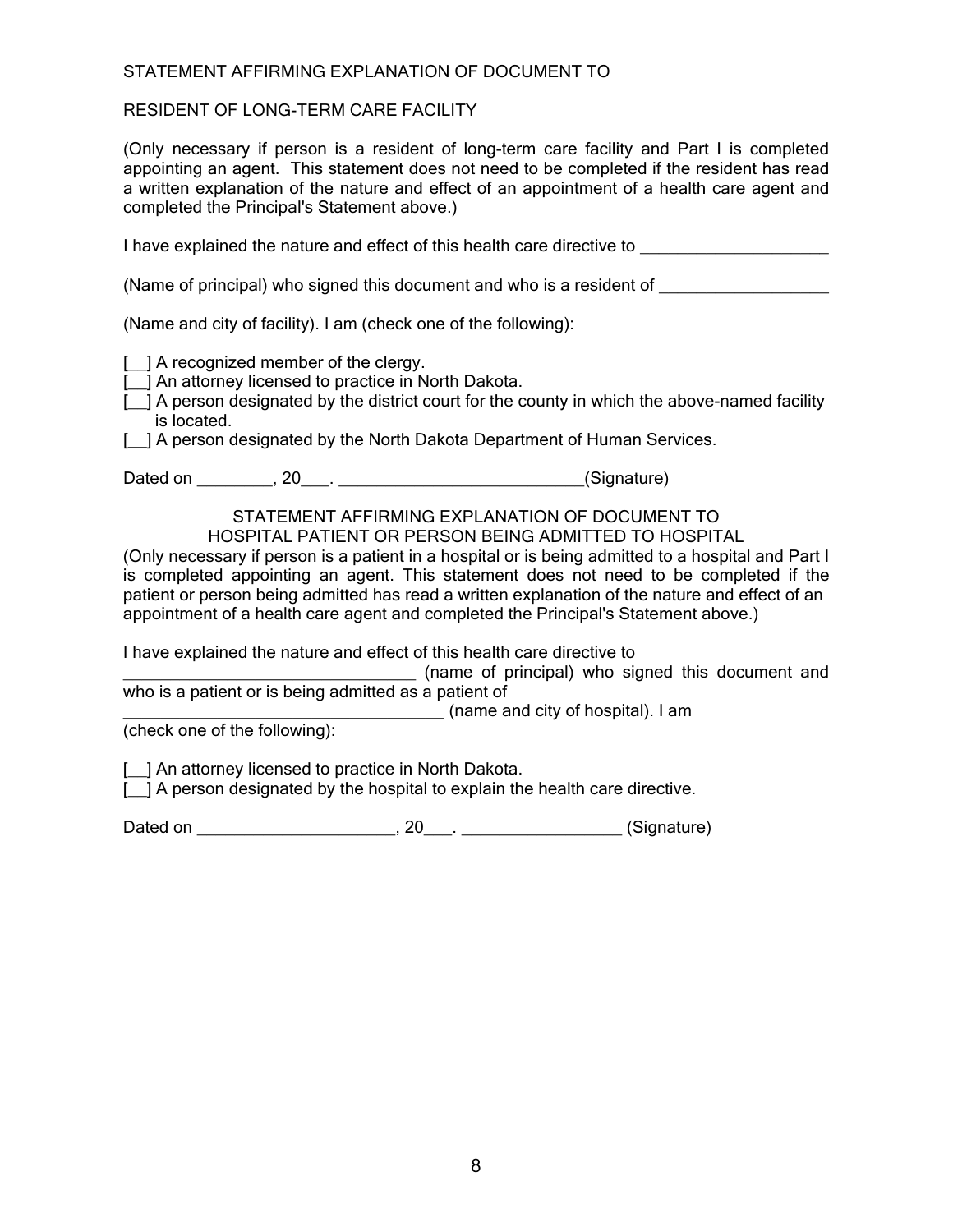STATEMENT AFFIRMING EXPLANATION OF DOCUMENT TO

RESIDENT OF LONG-TERM CARE FACILITY

(Only necessary if person is a resident of long-term care facility and Part I is completed appointing an agent. This statement does not need to be completed if the resident has read a written explanation of the nature and effect of an appointment of a health care agent and completed the Principal's Statement above.)

I have explained the nature and effect of this health care directive to ____________________

(Name of principal) who signed this document and who is a resident of ___________________

(Name and city of facility). I am (check one of the following):

[__] A recognized member of the clergy.
[__] An attorney licensed to practice in North Dakota.
[__] A person designated by the district court for the county in which the above-named facility is located.
[__] A person designated by the North Dakota Department of Human Services.

Dated on ________, 20___. ___________________________(Signature)

STATEMENT AFFIRMING EXPLANATION OF DOCUMENT TO
HOSPITAL PATIENT OR PERSON BEING ADMITTED TO HOSPITAL

(Only necessary if person is a patient in a hospital or is being admitted to a hospital and Part I is completed appointing an agent. This statement does not need to be completed if the patient or person being admitted has read a written explanation of the nature and effect of an appointment of a health care agent and completed the Principal's Statement above.)

I have explained the nature and effect of this health care directive to _______________________________ (name of principal) who signed this document and who is a patient or is being admitted as a patient of ___________________________________ (name and city of hospital). I am (check one of the following):

[__] An attorney licensed to practice in North Dakota.
[__] A person designated by the hospital to explain the health care directive.

Dated on _____________________, 20___. _________________ (Signature)